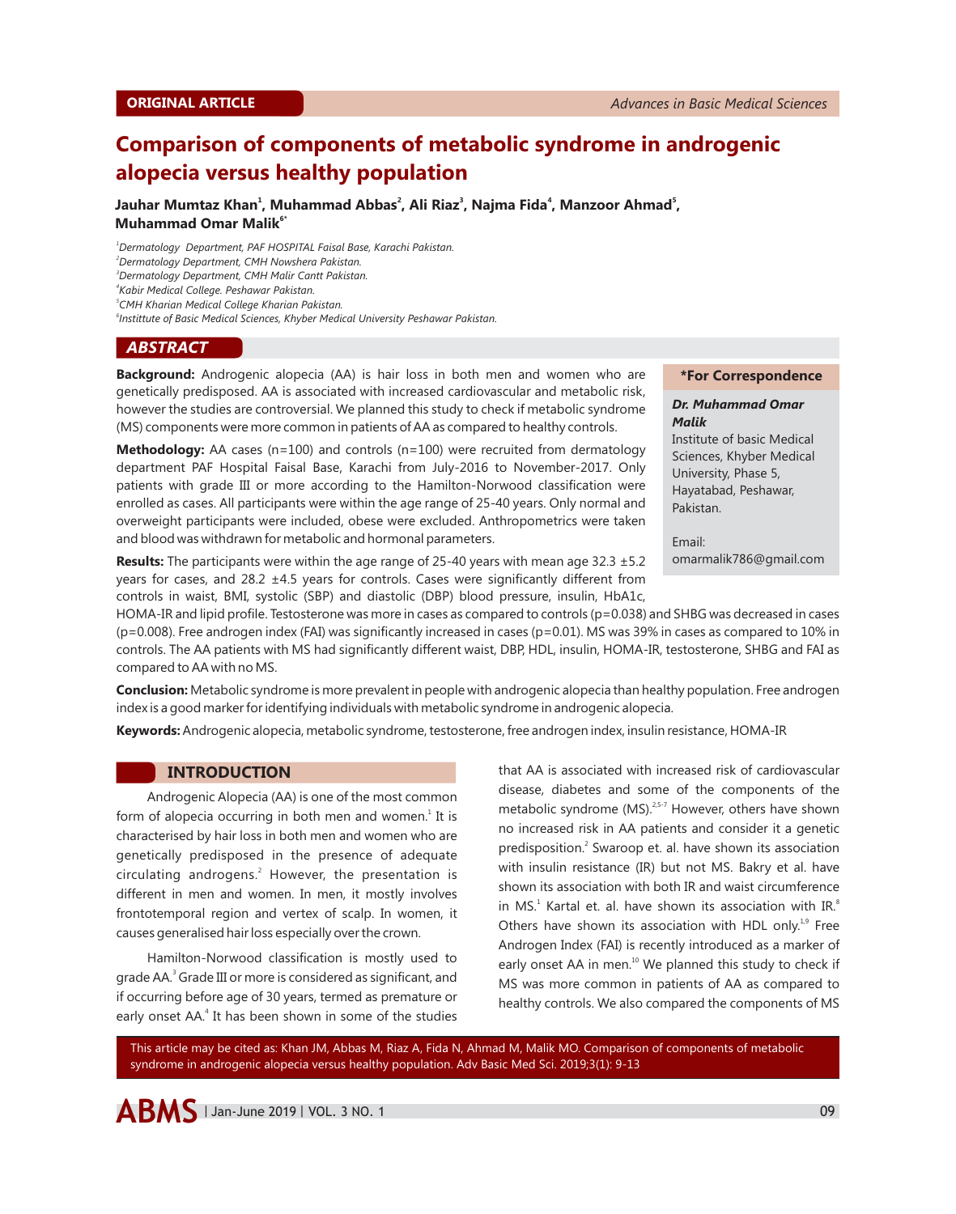ORIGINAL ARTICLE

# Comparison of components of metabolic syndrome in androgenic alopecia versus healthy population

**Jauhar Mumtaz Khan[1], Muhammad Abbas[2], Ali Riaz[3], Najma Fida[4], Manzoor Ahmad[5], Muhammad Omar Malik[6*]**

*[1]Dermatology Department, PAF HOSPITAL Faisal Base, Karachi Pakistan.*
*[2]Dermatology Department, CMH Nowshera Pakistan.*
*[3]Dermatology Department, CMH Malir Cantt Pakistan.*
*[4]Kabir Medical College. Peshawar Pakistan.*
*[5]CMH Kharian Medical College Kharian Pakistan.*
*[6]Instittute of Basic Medical Sciences, Khyber Medical University Peshawar Pakistan.*

## ABSTRACT

**Background:** Androgenic alopecia (AA) is hair loss in both men and women who are genetically predisposed. AA is associated with increased cardiovascular and metabolic risk, however the studies are controversial. We planned this study to check if metabolic syndrome (MS) components were more common in patients of AA as compared to healthy controls.

**Methodology:** AA cases (n=100) and controls (n=100) were recruited from dermatology department PAF Hospital Faisal Base, Karachi from July-2016 to November-2017. Only patients with grade III or more according to the Hamilton-Norwood classification were enrolled as cases. All participants were within the age range of 25-40 years. Only normal and overweight participants were included, obese were excluded. Anthropometrics were taken and blood was withdrawn for metabolic and hormonal parameters.

**Results:** The participants were within the age range of 25-40 years with mean age 32.3 ±5.2 years for cases, and 28.2 ±4.5 years for controls. Cases were significantly different from controls in waist, BMI, systolic (SBP) and diastolic (DBP) blood pressure, insulin, HbA1c, HOMA-IR and lipid profile. Testosterone was more in cases as compared to controls (p=0.038) and SHBG was decreased in cases (p=0.008). Free androgen index (FAI) was significantly increased in cases (p=0.01). MS was 39% in cases as compared to 10% in controls. The AA patients with MS had significantly different waist, DBP, HDL, insulin, HOMA-IR, testosterone, SHBG and FAI as compared to AA with no MS.

**Conclusion:** Metabolic syndrome is more prevalent in people with androgenic alopecia than healthy population. Free androgen index is a good marker for identifying individuals with metabolic syndrome in androgenic alopecia.

**Keywords:** Androgenic alopecia, metabolic syndrome, testosterone, free androgen index, insulin resistance, HOMA-IR

**\*For Correspondence**

***Dr. Muhammad Omar Malik***
Institute of basic Medical Sciences, Khyber Medical University, Phase 5, Hayatabad, Peshawar, Pakistan.

Email: omarmalik786@gmail.com

## INTRODUCTION

Androgenic Alopecia (AA) is one of the most common form of alopecia occurring in both men and women.[1] It is characterised by hair loss in both men and women who are genetically predisposed in the presence of adequate circulating androgens.[2] However, the presentation is different in men and women. In men, it mostly involves frontotemporal region and vertex of scalp. In women, it causes generalised hair loss especially over the crown.

Hamilton-Norwood classification is mostly used to grade AA.[3] Grade III or more is considered as significant, and if occurring before age of 30 years, termed as premature or early onset AA.[4] It has been shown in some of the studies that AA is associated with increased risk of cardiovascular disease, diabetes and some of the components of the metabolic syndrome (MS).[2,5-7] However, others have shown no increased risk in AA patients and consider it a genetic predisposition.[2] Swaroop et. al. have shown its association with insulin resistance (IR) but not MS. Bakry et al. have shown its association with both IR and waist circumference in MS.[1] Kartal et. al. have shown its association with IR.[8] Others have shown its association with HDL only.[1,9] Free Androgen Index (FAI) is recently introduced as a marker of early onset AA in men.[10] We planned this study to check if MS was more common in patients of AA as compared to healthy controls. We also compared the components of MS

This article may be cited as: Khan JM, Abbas M, Riaz A, Fida N, Ahmad M, Malik MO. Comparison of components of metabolic syndrome in androgenic alopecia versus healthy population. Adv Basic Med Sci. 2019;3(1): 9-13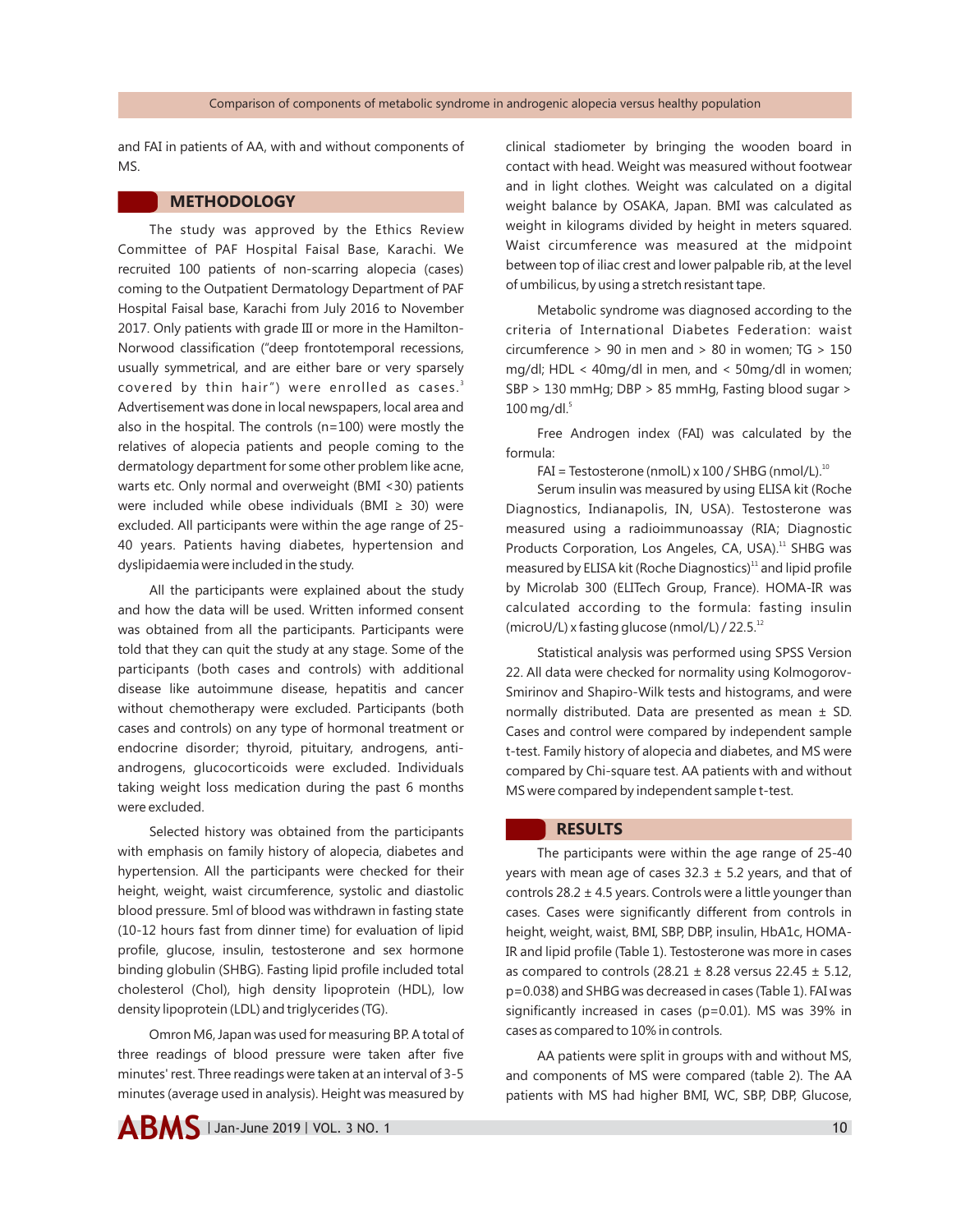and FAI in patients of AA, with and without components of MS.

## METHODOLOGY

The study was approved by the Ethics Review Committee of PAF Hospital Faisal Base, Karachi. We recruited 100 patients of non-scarring alopecia (cases) coming to the Outpatient Dermatology Department of PAF Hospital Faisal base, Karachi from July 2016 to November 2017. Only patients with grade III or more in the Hamilton-Norwood classification ("deep frontotemporal recessions, usually symmetrical, and are either bare or very sparsely covered by thin hair") were enrolled as cases.[3] Advertisement was done in local newspapers, local area and also in the hospital. The controls (n=100) were mostly the relatives of alopecia patients and people coming to the dermatology department for some other problem like acne, warts etc. Only normal and overweight (BMI <30) patients were included while obese individuals (BMI ≥ 30) were excluded. All participants were within the age range of 25-40 years. Patients having diabetes, hypertension and dyslipidaemia were included in the study.

All the participants were explained about the study and how the data will be used. Written informed consent was obtained from all the participants. Participants were told that they can quit the study at any stage. Some of the participants (both cases and controls) with additional disease like autoimmune disease, hepatitis and cancer without chemotherapy were excluded. Participants (both cases and controls) on any type of hormonal treatment or endocrine disorder; thyroid, pituitary, androgens, anti-androgens, glucocorticoids were excluded. Individuals taking weight loss medication during the past 6 months were excluded.

Selected history was obtained from the participants with emphasis on family history of alopecia, diabetes and hypertension. All the participants were checked for their height, weight, waist circumference, systolic and diastolic blood pressure. 5ml of blood was withdrawn in fasting state (10-12 hours fast from dinner time) for evaluation of lipid profile, glucose, insulin, testosterone and sex hormone binding globulin (SHBG). Fasting lipid profile included total cholesterol (Chol), high density lipoprotein (HDL), low density lipoprotein (LDL) and triglycerides (TG).

Omron M6, Japan was used for measuring BP. A total of three readings of blood pressure were taken after five minutes' rest. Three readings were taken at an interval of 3-5 minutes (average used in analysis). Height was measured by clinical stadiometer by bringing the wooden board in contact with head. Weight was measured without footwear and in light clothes. Weight was calculated on a digital weight balance by OSAKA, Japan. BMI was calculated as weight in kilograms divided by height in meters squared. Waist circumference was measured at the midpoint between top of iliac crest and lower palpable rib, at the level of umbilicus, by using a stretch resistant tape.

Metabolic syndrome was diagnosed according to the criteria of International Diabetes Federation: waist circumference > 90 in men and > 80 in women; TG > 150 mg/dl; HDL < 40mg/dl in men, and < 50mg/dl in women; SBP > 130 mmHg; DBP > 85 mmHg, Fasting blood sugar > 100 mg/dl.[5]

Free Androgen index (FAI) was calculated by the formula:

FAI = Testosterone (nmolL) x 100 / SHBG (nmol/L).[10]

Serum insulin was measured by using ELISA kit (Roche Diagnostics, Indianapolis, IN, USA). Testosterone was measured using a radioimmunoassay (RIA; Diagnostic Products Corporation, Los Angeles, CA, USA).[11] SHBG was measured by ELISA kit (Roche Diagnostics)[11] and lipid profile by Microlab 300 (ELITech Group, France). HOMA-IR was calculated according to the formula: fasting insulin (microU/L) x fasting glucose (nmol/L) / 22.5.[12]

Statistical analysis was performed using SPSS Version 22. All data were checked for normality using Kolmogorov-Smirinov and Shapiro-Wilk tests and histograms, and were normally distributed. Data are presented as mean ± SD. Cases and control were compared by independent sample t-test. Family history of alopecia and diabetes, and MS were compared by Chi-square test. AA patients with and without MS were compared by independent sample t-test.

## RESULTS

The participants were within the age range of 25-40 years with mean age of cases 32.3 ± 5.2 years, and that of controls 28.2 ± 4.5 years. Controls were a little younger than cases. Cases were significantly different from controls in height, weight, waist, BMI, SBP, DBP, insulin, HbA1c, HOMA-IR and lipid profile (Table 1). Testosterone was more in cases as compared to controls (28.21 ± 8.28 versus 22.45 ± 5.12, p=0.038) and SHBG was decreased in cases (Table 1). FAI was significantly increased in cases (p=0.01). MS was 39% in cases as compared to 10% in controls.

AA patients were split in groups with and without MS, and components of MS were compared (table 2). The AA patients with MS had higher BMI, WC, SBP, DBP, Glucose,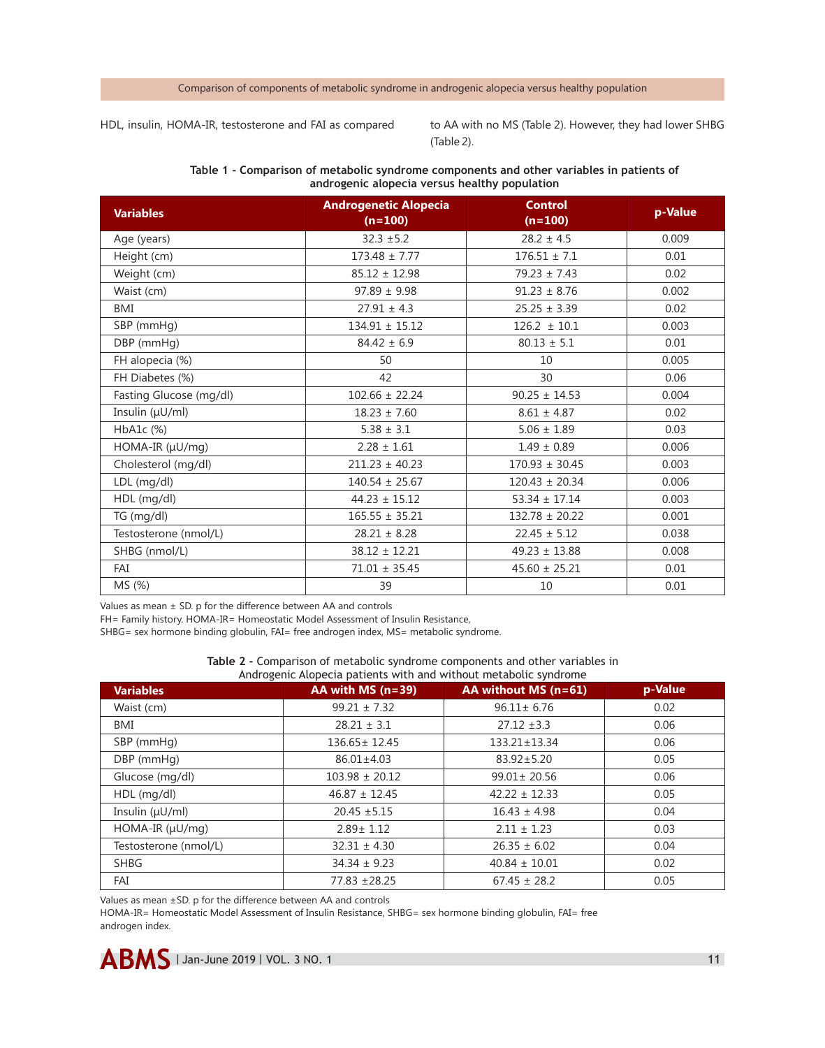HDL, insulin, HOMA-IR, testosterone and FAI as compared to AA with no MS (Table 2). However, they had lower SHBG (Table 2).

**Table 1 - Comparison of metabolic syndrome components and other variables in patients of androgenic alopecia versus healthy population**

| Variables | Androgenetic Alopecia (n=100) | Control (n=100) | p-Value |
|---|---|---|---|
| Age (years) | 32.3 ±5.2 | 28.2 ± 4.5 | 0.009 |
| Height (cm) | 173.48 ± 7.77 | 176.51 ± 7.1 | 0.01 |
| Weight (cm) | 85.12 ± 12.98 | 79.23 ± 7.43 | 0.02 |
| Waist (cm) | 97.89 ± 9.98 | 91.23 ± 8.76 | 0.002 |
| BMI | 27.91 ± 4.3 | 25.25 ± 3.39 | 0.02 |
| SBP (mmHg) | 134.91 ± 15.12 | 126.2 ± 10.1 | 0.003 |
| DBP (mmHg) | 84.42 ± 6.9 | 80.13 ± 5.1 | 0.01 |
| FH alopecia (%) | 50 | 10 | 0.005 |
| FH Diabetes (%) | 42 | 30 | 0.06 |
| Fasting Glucose (mg/dl) | 102.66 ± 22.24 | 90.25 ± 14.53 | 0.004 |
| Insulin (µU/ml) | 18.23 ± 7.60 | 8.61 ± 4.87 | 0.02 |
| HbA1c (%) | 5.38 ± 3.1 | 5.06 ± 1.89 | 0.03 |
| HOMA-IR (µU/mg) | 2.28 ± 1.61 | 1.49 ± 0.89 | 0.006 |
| Cholesterol (mg/dl) | 211.23 ± 40.23 | 170.93 ± 30.45 | 0.003 |
| LDL (mg/dl) | 140.54 ± 25.67 | 120.43 ± 20.34 | 0.006 |
| HDL (mg/dl) | 44.23 ± 15.12 | 53.34 ± 17.14 | 0.003 |
| TG (mg/dl) | 165.55 ± 35.21 | 132.78 ± 20.22 | 0.001 |
| Testosterone (nmol/L) | 28.21 ± 8.28 | 22.45 ± 5.12 | 0.038 |
| SHBG (nmol/L) | 38.12 ± 12.21 | 49.23 ± 13.88 | 0.008 |
| FAI | 71.01 ± 35.45 | 45.60 ± 25.21 | 0.01 |
| MS (%) | 39 | 10 | 0.01 |

Values as mean ± SD. p for the difference between AA and controls
FH= Family history. HOMA-IR= Homeostatic Model Assessment of Insulin Resistance,
SHBG= sex hormone binding globulin, FAI= free androgen index, MS= metabolic syndrome.

**Table 2 -** Comparison of metabolic syndrome components and other variables in Androgenic Alopecia patients with and without metabolic syndrome

| Variables | AA with MS (n=39) | AA without MS (n=61) | p-Value |
|---|---|---|---|
| Waist (cm) | 99.21 ± 7.32 | 96.11± 6.76 | 0.02 |
| BMI | 28.21 ± 3.1 | 27.12 ±3.3 | 0.06 |
| SBP (mmHg) | 136.65± 12.45 | 133.21±13.34 | 0.06 |
| DBP (mmHg) | 86.01±4.03 | 83.92±5.20 | 0.05 |
| Glucose (mg/dl) | 103.98 ± 20.12 | 99.01± 20.56 | 0.06 |
| HDL (mg/dl) | 46.87 ± 12.45 | 42.22 ± 12.33 | 0.05 |
| Insulin (µU/ml) | 20.45 ±5.15 | 16.43 ± 4.98 | 0.04 |
| HOMA-IR (µU/mg) | 2.89± 1.12 | 2.11 ± 1.23 | 0.03 |
| Testosterone (nmol/L) | 32.31 ± 4.30 | 26.35 ± 6.02 | 0.04 |
| SHBG | 34.34 ± 9.23 | 40.84 ± 10.01 | 0.02 |
| FAI | 77.83 ±28.25 | 67.45 ± 28.2 | 0.05 |

Values as mean ±SD. p for the difference between AA and controls
HOMA-IR= Homeostatic Model Assessment of Insulin Resistance, SHBG= sex hormone binding globulin, FAI= free androgen index.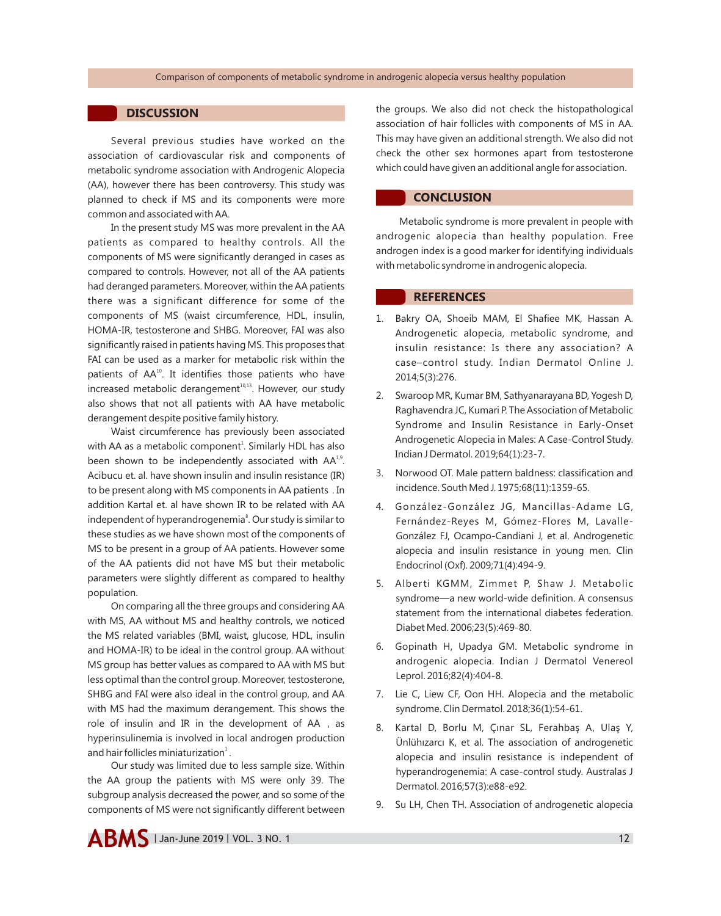## DISCUSSION

Several previous studies have worked on the association of cardiovascular risk and components of metabolic syndrome association with Androgenic Alopecia (AA), however there has been controversy. This study was planned to check if MS and its components were more common and associated with AA.

In the present study MS was more prevalent in the AA patients as compared to healthy controls. All the components of MS were significantly deranged in cases as compared to controls. However, not all of the AA patients had deranged parameters. Moreover, within the AA patients there was a significant difference for some of the components of MS (waist circumference, HDL, insulin, HOMA-IR, testosterone and SHBG. Moreover, FAI was also significantly raised in patients having MS. This proposes that FAI can be used as a marker for metabolic risk within the patients of AA[10]. It identifies those patients who have increased metabolic derangement[10,13]. However, our study also shows that not all patients with AA have metabolic derangement despite positive family history.

Waist circumference has previously been associated with AA as a metabolic component[1]. Similarly HDL has also been shown to be independently associated with AA[1,9]. Acibucu et. al. have shown insulin and insulin resistance (IR) to be present along with MS components in AA patients . In addition Kartal et. al have shown IR to be related with AA independent of hyperandrogenemia[8]. Our study is similar to these studies as we have shown most of the components of MS to be present in a group of AA patients. However some of the AA patients did not have MS but their metabolic parameters were slightly different as compared to healthy population.

On comparing all the three groups and considering AA with MS, AA without MS and healthy controls, we noticed the MS related variables (BMI, waist, glucose, HDL, insulin and HOMA-IR) to be ideal in the control group. AA without MS group has better values as compared to AA with MS but less optimal than the control group. Moreover, testosterone, SHBG and FAI were also ideal in the control group, and AA with MS had the maximum derangement. This shows the role of insulin and IR in the development of AA , as hyperinsulinemia is involved in local androgen production and hair follicles miniaturization[1] .

Our study was limited due to less sample size. Within the AA group the patients with MS were only 39. The subgroup analysis decreased the power, and so some of the components of MS were not significantly different between the groups. We also did not check the histopathological association of hair follicles with components of MS in AA. This may have given an additional strength. We also did not check the other sex hormones apart from testosterone which could have given an additional angle for association.

## CONCLUSION

Metabolic syndrome is more prevalent in people with androgenic alopecia than healthy population. Free androgen index is a good marker for identifying individuals with metabolic syndrome in androgenic alopecia.

## REFERENCES

1. Bakry OA, Shoeib MAM, El Shafiee MK, Hassan A. Androgenetic alopecia, metabolic syndrome, and insulin resistance: Is there any association? A case–control study. Indian Dermatol Online J. 2014;5(3):276.
2. Swaroop MR, Kumar BM, Sathyanarayana BD, Yogesh D, Raghavendra JC, Kumari P. The Association of Metabolic Syndrome and Insulin Resistance in Early-Onset Androgenetic Alopecia in Males: A Case-Control Study. Indian J Dermatol. 2019;64(1):23-7.
3. Norwood OT. Male pattern baldness: classification and incidence. South Med J. 1975;68(11):1359-65.
4. González-González JG, Mancillas-Adame LG, Fernández-Reyes M, Gómez-Flores M, Lavalle-González FJ, Ocampo-Candiani J, et al. Androgenetic alopecia and insulin resistance in young men. Clin Endocrinol (Oxf). 2009;71(4):494-9.
5. Alberti KGMM, Zimmet P, Shaw J. Metabolic syndrome—a new world-wide definition. A consensus statement from the international diabetes federation. Diabet Med. 2006;23(5):469-80.
6. Gopinath H, Upadya GM. Metabolic syndrome in androgenic alopecia. Indian J Dermatol Venereol Leprol. 2016;82(4):404-8.
7. Lie C, Liew CF, Oon HH. Alopecia and the metabolic syndrome. Clin Dermatol. 2018;36(1):54-61.
8. Kartal D, Borlu M, Çınar SL, Ferahbaş A, Ulaş Y, Ünlühızarcı K, et al. The association of androgenetic alopecia and insulin resistance is independent of hyperandrogenemia: A case-control study. Australas J Dermatol. 2016;57(3):e88-e92.
9. Su LH, Chen TH. Association of androgenetic alopecia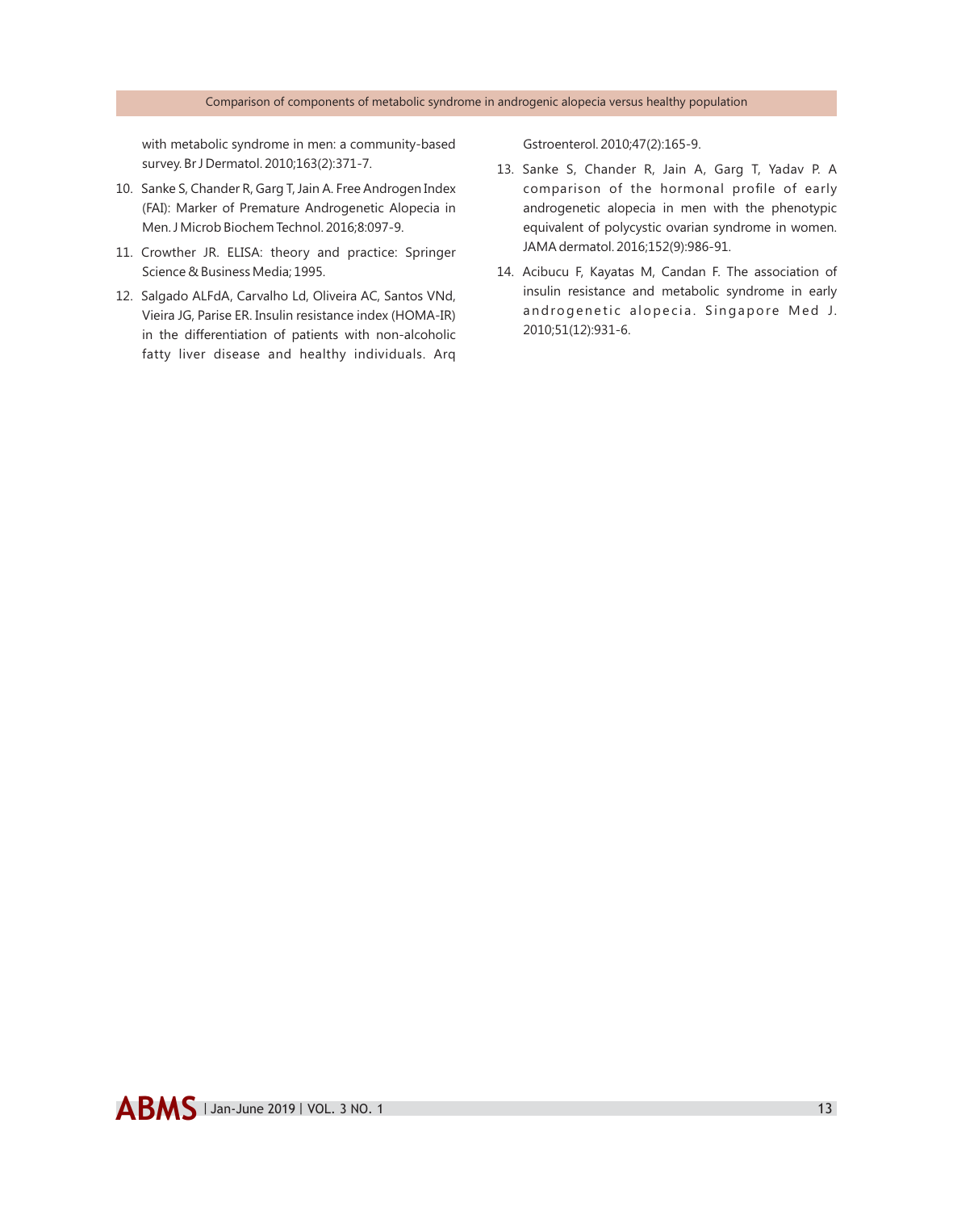with metabolic syndrome in men: a community-based survey. Br J Dermatol. 2010;163(2):371-7.

10. Sanke S, Chander R, Garg T, Jain A. Free Androgen Index (FAI): Marker of Premature Androgenetic Alopecia in Men. J Microb Biochem Technol. 2016;8:097-9.
11. Crowther JR. ELISA: theory and practice: Springer Science & Business Media; 1995.
12. Salgado ALFdA, Carvalho Ld, Oliveira AC, Santos VNd, Vieira JG, Parise ER. Insulin resistance index (HOMA-IR) in the differentiation of patients with non-alcoholic fatty liver disease and healthy individuals. Arq Gstroenterol. 2010;47(2):165-9.
13. Sanke S, Chander R, Jain A, Garg T, Yadav P. A comparison of the hormonal profile of early androgenetic alopecia in men with the phenotypic equivalent of polycystic ovarian syndrome in women. JAMA dermatol. 2016;152(9):986-91.
14. Acibucu F, Kayatas M, Candan F. The association of insulin resistance and metabolic syndrome in early androgenetic alopecia. Singapore Med J. 2010;51(12):931-6.